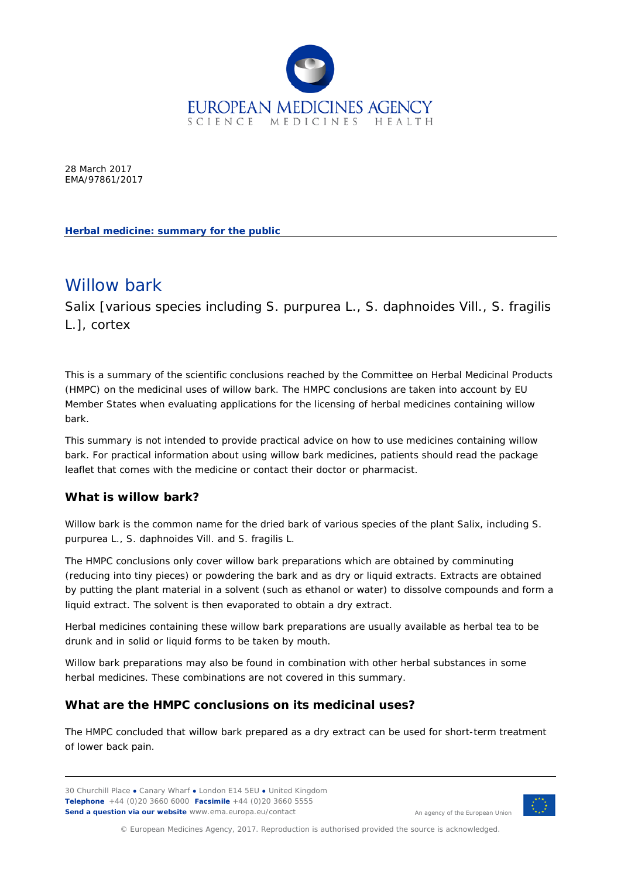28 March 2017
EMA/97861/2017

**Herbal medicine: summary for the public**

# Willow bark

Salix [various species including S. purpurea L., S. daphnoides Vill., S. fragilis L.], cortex

This is a summary of the scientific conclusions reached by the Committee on Herbal Medicinal Products (HMPC) on the medicinal uses of willow bark. The HMPC conclusions are taken into account by EU Member States when evaluating applications for the licensing of herbal medicines containing willow bark.

This summary is not intended to provide practical advice on how to use medicines containing willow bark. For practical information about using willow bark medicines, patients should read the package leaflet that comes with the medicine or contact their doctor or pharmacist.

## What is willow bark?

Willow bark is the common name for the dried bark of various species of the plant Salix, including S. purpurea L., S. daphnoides Vill. and S. fragilis L.

The HMPC conclusions only cover willow bark preparations which are obtained by comminuting (reducing into tiny pieces) or powdering the bark and as dry or liquid extracts. Extracts are obtained by putting the plant material in a solvent (such as ethanol or water) to dissolve compounds and form a liquid extract. The solvent is then evaporated to obtain a dry extract.

Herbal medicines containing these willow bark preparations are usually available as herbal tea to be drunk and in solid or liquid forms to be taken by mouth.

Willow bark preparations may also be found in combination with other herbal substances in some herbal medicines. These combinations are not covered in this summary.

## What are the HMPC conclusions on its medicinal uses?

The HMPC concluded that willow bark prepared as a dry extract can be used for short-term treatment of lower back pain.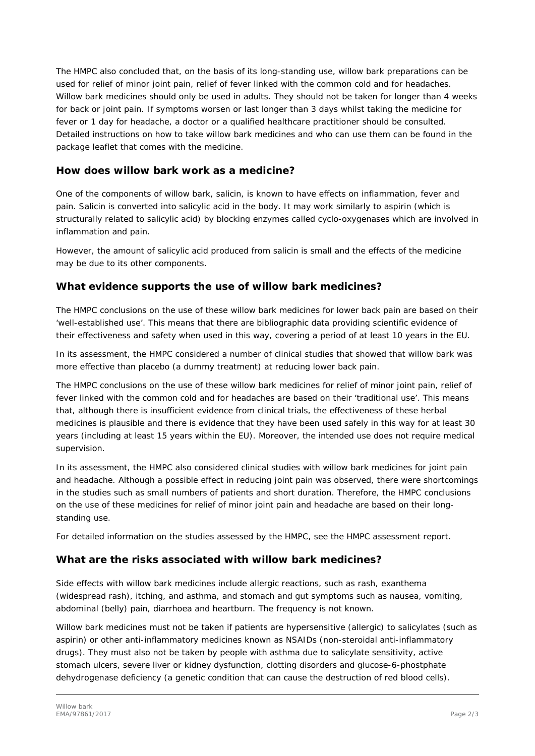The HMPC also concluded that, on the basis of its long-standing use, willow bark preparations can be used for relief of minor joint pain, relief of fever linked with the common cold and for headaches. Willow bark medicines should only be used in adults. They should not be taken for longer than 4 weeks for back or joint pain. If symptoms worsen or last longer than 3 days whilst taking the medicine for fever or 1 day for headache, a doctor or a qualified healthcare practitioner should be consulted. Detailed instructions on how to take willow bark medicines and who can use them can be found in the package leaflet that comes with the medicine.

## How does willow bark work as a medicine?

One of the components of willow bark, salicin, is known to have effects on inflammation, fever and pain. Salicin is converted into salicylic acid in the body. It may work similarly to aspirin (which is structurally related to salicylic acid) by blocking enzymes called cyclo-oxygenases which are involved in inflammation and pain.

However, the amount of salicylic acid produced from salicin is small and the effects of the medicine may be due to its other components.

## What evidence supports the use of willow bark medicines?

The HMPC conclusions on the use of these willow bark medicines for lower back pain are based on their 'well-established use'. This means that there are bibliographic data providing scientific evidence of their effectiveness and safety when used in this way, covering a period of at least 10 years in the EU.

In its assessment, the HMPC considered a number of clinical studies that showed that willow bark was more effective than placebo (a dummy treatment) at reducing lower back pain.

The HMPC conclusions on the use of these willow bark medicines for relief of minor joint pain, relief of fever linked with the common cold and for headaches are based on their 'traditional use'. This means that, although there is insufficient evidence from clinical trials, the effectiveness of these herbal medicines is plausible and there is evidence that they have been used safely in this way for at least 30 years (including at least 15 years within the EU). Moreover, the intended use does not require medical supervision.

In its assessment, the HMPC also considered clinical studies with willow bark medicines for joint pain and headache. Although a possible effect in reducing joint pain was observed, there were shortcomings in the studies such as small numbers of patients and short duration. Therefore, the HMPC conclusions on the use of these medicines for relief of minor joint pain and headache are based on their long-standing use.

For detailed information on the studies assessed by the HMPC, see the HMPC assessment report.

## What are the risks associated with willow bark medicines?

Side effects with willow bark medicines include allergic reactions, such as rash, exanthema (widespread rash), itching, and asthma, and stomach and gut symptoms such as nausea, vomiting, abdominal (belly) pain, diarrhoea and heartburn. The frequency is not known.

Willow bark medicines must not be taken if patients are hypersensitive (allergic) to salicylates (such as aspirin) or other anti-inflammatory medicines known as NSAIDs (non-steroidal anti-inflammatory drugs). They must also not be taken by people with asthma due to salicylate sensitivity, active stomach ulcers, severe liver or kidney dysfunction, clotting disorders and glucose-6-phostphate dehydrogenase deficiency (a genetic condition that can cause the destruction of red blood cells).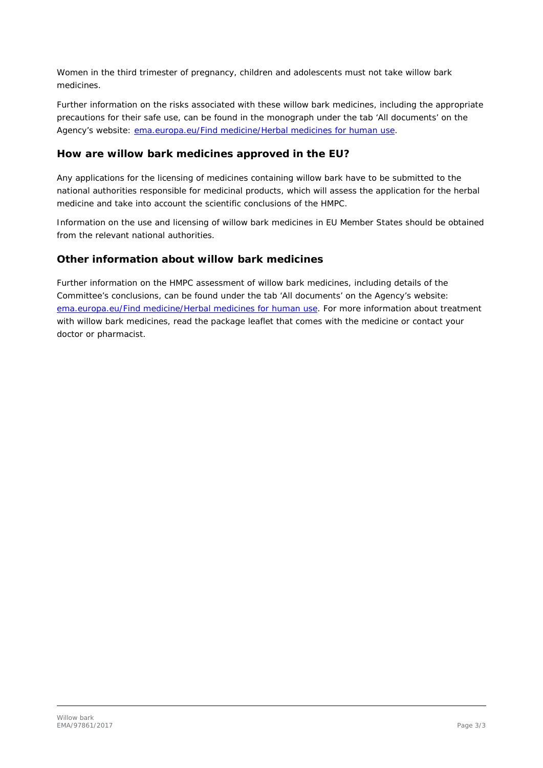Women in the third trimester of pregnancy, children and adolescents must not take willow bark medicines.

Further information on the risks associated with these willow bark medicines, including the appropriate precautions for their safe use, can be found in the monograph under the tab 'All documents' on the Agency's website: [ema.europa.eu/Find medicine/Herbal medicines for human use](ema.europa.eu/Find medicine/Herbal medicines for human use).

## How are willow bark medicines approved in the EU?

Any applications for the licensing of medicines containing willow bark have to be submitted to the national authorities responsible for medicinal products, which will assess the application for the herbal medicine and take into account the scientific conclusions of the HMPC.

Information on the use and licensing of willow bark medicines in EU Member States should be obtained from the relevant national authorities.

## Other information about willow bark medicines

Further information on the HMPC assessment of willow bark medicines, including details of the Committee's conclusions, can be found under the tab 'All documents' on the Agency's website: [ema.europa.eu/Find medicine/Herbal medicines for human use](ema.europa.eu/Find medicine/Herbal medicines for human use). For more information about treatment with willow bark medicines, read the package leaflet that comes with the medicine or contact your doctor or pharmacist.